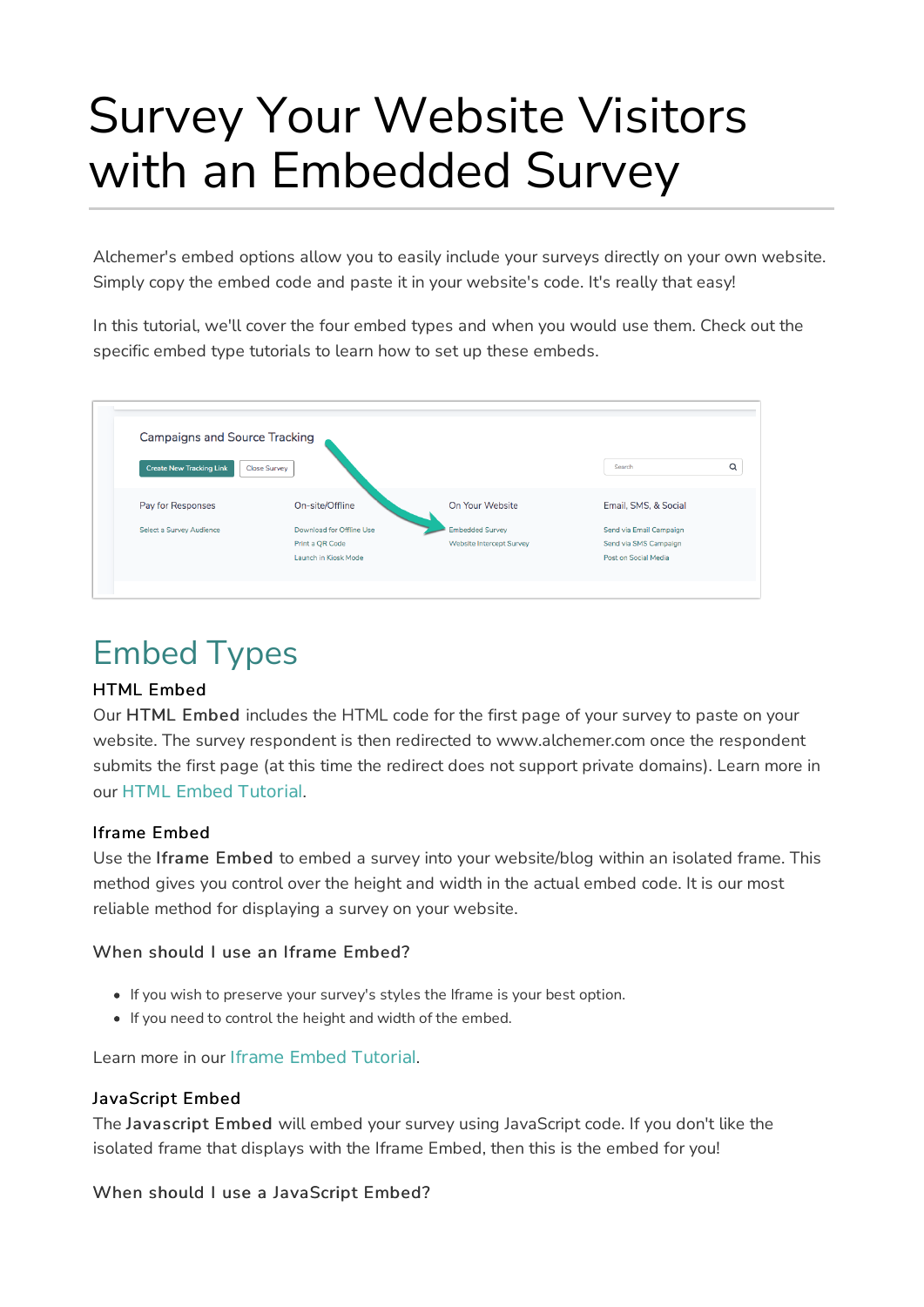# Survey Your Website Visitors with an Embedded Survey

Alchemer's embed options allow you to easily include your surveys directly on your own website. Simply copy the embed code and paste it in your website's code. It's really that easy!

In this tutorial, we'll cover the four embed types and when you would use them. Check out the specific embed type tutorials to learn how to set up these embeds.

## Embed Types

### HTML Embed

Our **HTML Embed** includes the HTML code for the first page of your survey to paste on your website. The survey respondent is then redirected to www.alchemer.com once the respondent submits the first page (at this time the redirect does not support private domains). Learn more in our HTML Embed Tutorial.

### Iframe Embed

Use the **Iframe Embed** to embed a survey into your website/blog within an isolated frame. This method gives you control over the height and width in the actual embed code. It is our most reliable method for displaying a survey on your website.

#### When should I use an Iframe Embed?

- If you wish to preserve your survey's styles the Iframe is your best option.
- If you need to control the height and width of the embed.

Learn more in our Iframe Embed Tutorial.

### JavaScript Embed

The **Javascript Embed** will embed your survey using JavaScript code. If you don't like the isolated frame that displays with the Iframe Embed, then this is the embed for you!

#### When should I use a JavaScript Embed?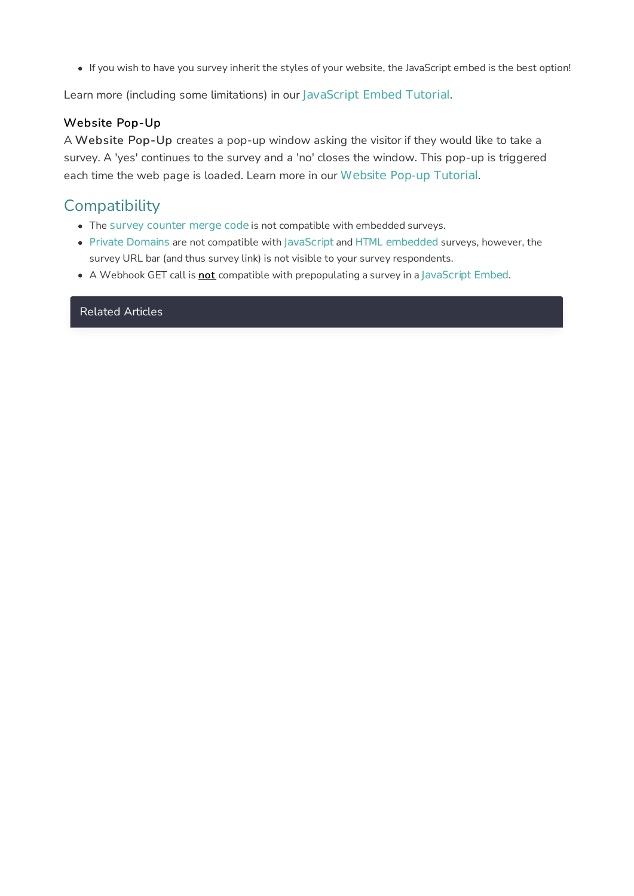- If you wish to have you survey inherit the styles of your website, the JavaScript embed is the best option!

Learn more (including some limitations) in our JavaScript Embed Tutorial.

### Website Pop-Up

A **Website Pop-Up** creates a pop-up window asking the visitor if they would like to take a survey. A 'yes' continues to the survey and a 'no' closes the window. This pop-up is triggered each time the web page is loaded. Learn more in our Website Pop-up Tutorial.

## Compatibility

- The survey counter merge code is not compatible with embedded surveys.
- Private Domains are not compatible with JavaScript and HTML embedded surveys, however, the survey URL bar (and thus survey link) is not visible to your survey respondents.
- A Webhook GET call is **not** compatible with prepopulating a survey in a JavaScript Embed.

Related Articles